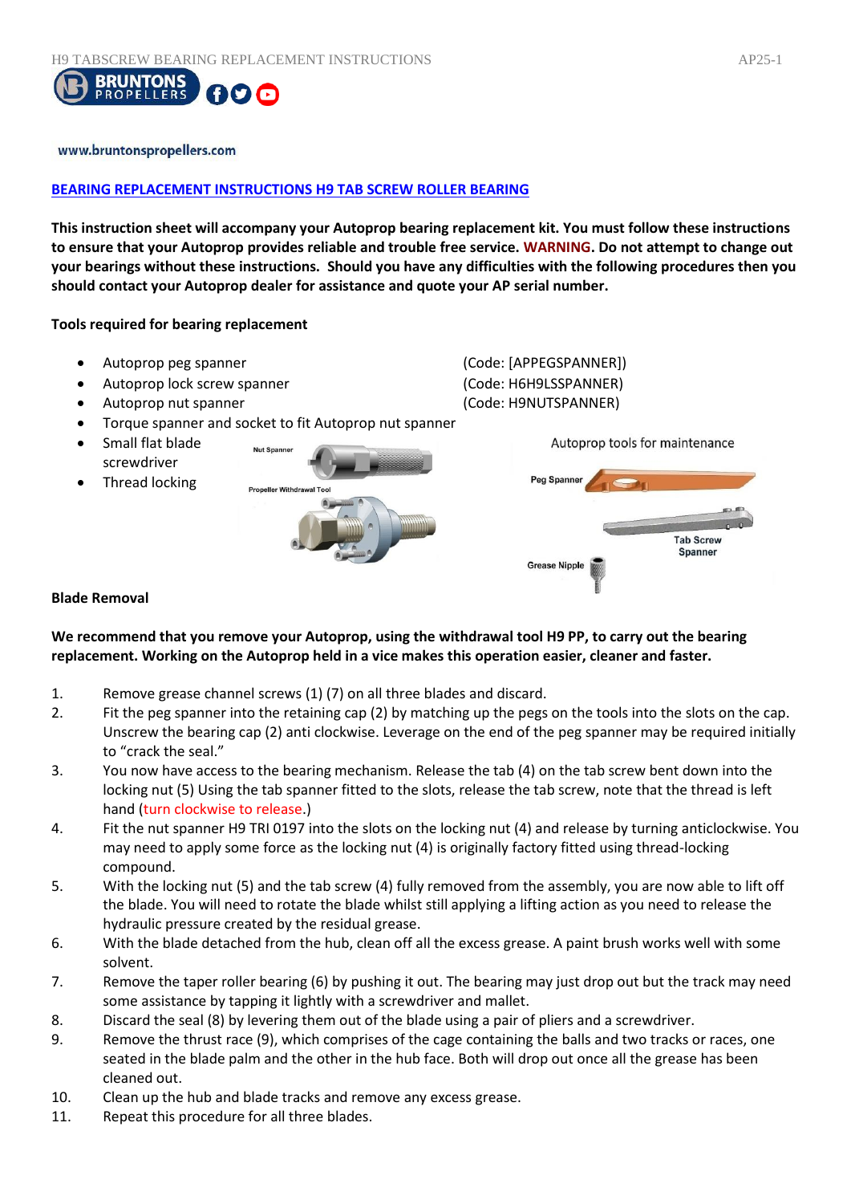www.bruntonspropellers.com

## BEARING REPLACEMENT INSTRUCTIONS H9 TAB SCREW ROLLER BEARING

**This instruction sheet will accompany your Autoprop bearing replacement kit. You must follow these instructions to ensure that your Autoprop provides reliable and trouble free service. WARNING. Do not attempt to change out your bearings without these instructions. Should you have any difficulties with the following procedures then you should contact your Autoprop dealer for assistance and quote your AP serial number.**

**Tools required for bearing replacement**

- Autoprop peg spanner (Code: [APPEGSPANNER])
- Autoprop lock screw spanner (Code: H6H9LSSPANNER)
- Autoprop nut spanner (Code: H9NUTSPANNER)
- Torque spanner and socket to fit Autoprop nut spanner
- Small flat blade screwdriver
- Thread locking

Nut Spanner

Propeller Withdrawal Tool

Autoprop tools for maintenance

Peg Spanner

Tab Screw Spanner

Grease Nipple

**Blade Removal**

**We recommend that you remove your Autoprop, using the withdrawal tool H9 PP, to carry out the bearing replacement. Working on the Autoprop held in a vice makes this operation easier, cleaner and faster.**

1. Remove grease channel screws (1) (7) on all three blades and discard.
2. Fit the peg spanner into the retaining cap (2) by matching up the pegs on the tools into the slots on the cap. Unscrew the bearing cap (2) anti clockwise. Leverage on the end of the peg spanner may be required initially to "crack the seal."
3. You now have access to the bearing mechanism. Release the tab (4) on the tab screw bent down into the locking nut (5) Using the tab spanner fitted to the slots, release the tab screw, note that the thread is left hand (turn clockwise to release.)
4. Fit the nut spanner H9 TRI 0197 into the slots on the locking nut (4) and release by turning anticlockwise. You may need to apply some force as the locking nut (4) is originally factory fitted using thread-locking compound.
5. With the locking nut (5) and the tab screw (4) fully removed from the assembly, you are now able to lift off the blade. You will need to rotate the blade whilst still applying a lifting action as you need to release the hydraulic pressure created by the residual grease.
6. With the blade detached from the hub, clean off all the excess grease. A paint brush works well with some solvent.
7. Remove the taper roller bearing (6) by pushing it out. The bearing may just drop out but the track may need some assistance by tapping it lightly with a screwdriver and mallet.
8. Discard the seal (8) by levering them out of the blade using a pair of pliers and a screwdriver.
9. Remove the thrust race (9), which comprises of the cage containing the balls and two tracks or races, one seated in the blade palm and the other in the hub face. Both will drop out once all the grease has been cleaned out.
10. Clean up the hub and blade tracks and remove any excess grease.
11. Repeat this procedure for all three blades.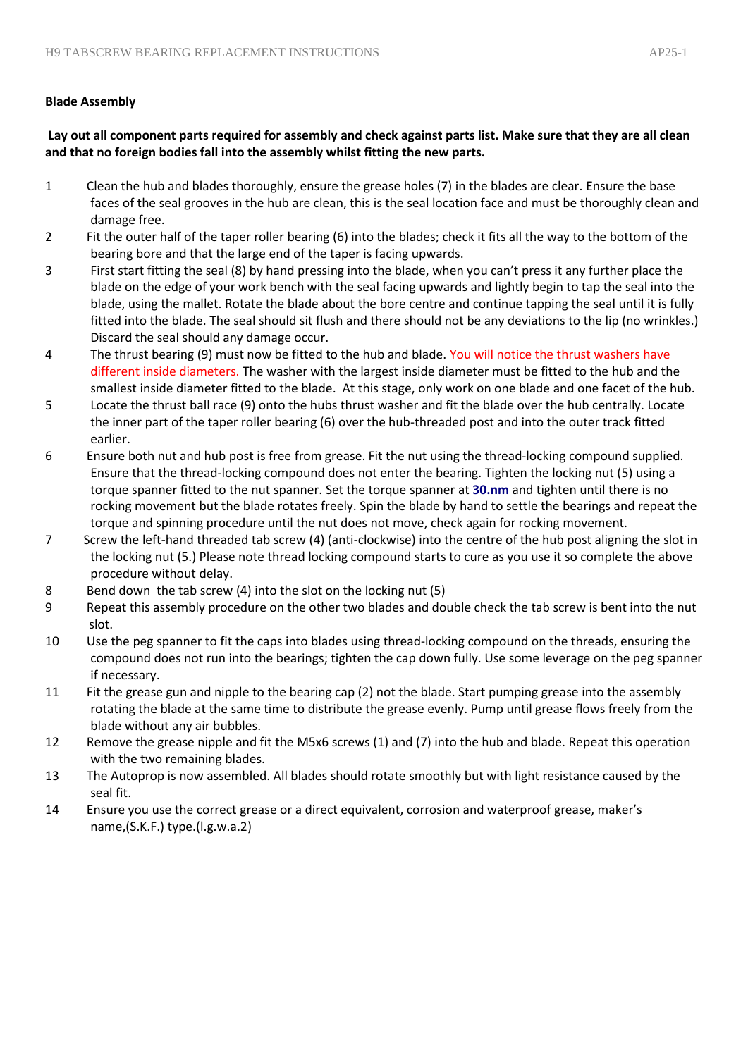**Blade Assembly**

**Lay out all component parts required for assembly and check against parts list. Make sure that they are all clean and that no foreign bodies fall into the assembly whilst fitting the new parts.**

1. Clean the hub and blades thoroughly, ensure the grease holes (7) in the blades are clear. Ensure the base faces of the seal grooves in the hub are clean, this is the seal location face and must be thoroughly clean and damage free.
2. Fit the outer half of the taper roller bearing (6) into the blades; check it fits all the way to the bottom of the bearing bore and that the large end of the taper is facing upwards.
3. First start fitting the seal (8) by hand pressing into the blade, when you can't press it any further place the blade on the edge of your work bench with the seal facing upwards and lightly begin to tap the seal into the blade, using the mallet. Rotate the blade about the bore centre and continue tapping the seal until it is fully fitted into the blade. The seal should sit flush and there should not be any deviations to the lip (no wrinkles.) Discard the seal should any damage occur.
4. The thrust bearing (9) must now be fitted to the hub and blade. You will notice the thrust washers have different inside diameters. The washer with the largest inside diameter must be fitted to the hub and the smallest inside diameter fitted to the blade. At this stage, only work on one blade and one facet of the hub.
5. Locate the thrust ball race (9) onto the hubs thrust washer and fit the blade over the hub centrally. Locate the inner part of the taper roller bearing (6) over the hub-threaded post and into the outer track fitted earlier.
6. Ensure both nut and hub post is free from grease. Fit the nut using the thread-locking compound supplied. Ensure that the thread-locking compound does not enter the bearing. Tighten the locking nut (5) using a torque spanner fitted to the nut spanner. Set the torque spanner at **30.nm** and tighten until there is no rocking movement but the blade rotates freely. Spin the blade by hand to settle the bearings and repeat the torque and spinning procedure until the nut does not move, check again for rocking movement.
7. Screw the left-hand threaded tab screw (4) (anti-clockwise) into the centre of the hub post aligning the slot in the locking nut (5.) Please note thread locking compound starts to cure as you use it so complete the above procedure without delay.
8. Bend down the tab screw (4) into the slot on the locking nut (5)
9. Repeat this assembly procedure on the other two blades and double check the tab screw is bent into the nut slot.
10. Use the peg spanner to fit the caps into blades using thread-locking compound on the threads, ensuring the compound does not run into the bearings; tighten the cap down fully. Use some leverage on the peg spanner if necessary.
11. Fit the grease gun and nipple to the bearing cap (2) not the blade. Start pumping grease into the assembly rotating the blade at the same time to distribute the grease evenly. Pump until grease flows freely from the blade without any air bubbles.
12. Remove the grease nipple and fit the M5x6 screws (1) and (7) into the hub and blade. Repeat this operation with the two remaining blades.
13. The Autoprop is now assembled. All blades should rotate smoothly but with light resistance caused by the seal fit.
14. Ensure you use the correct grease or a direct equivalent, corrosion and waterproof grease, maker's name,(S.K.F.) type.(l.g.w.a.2)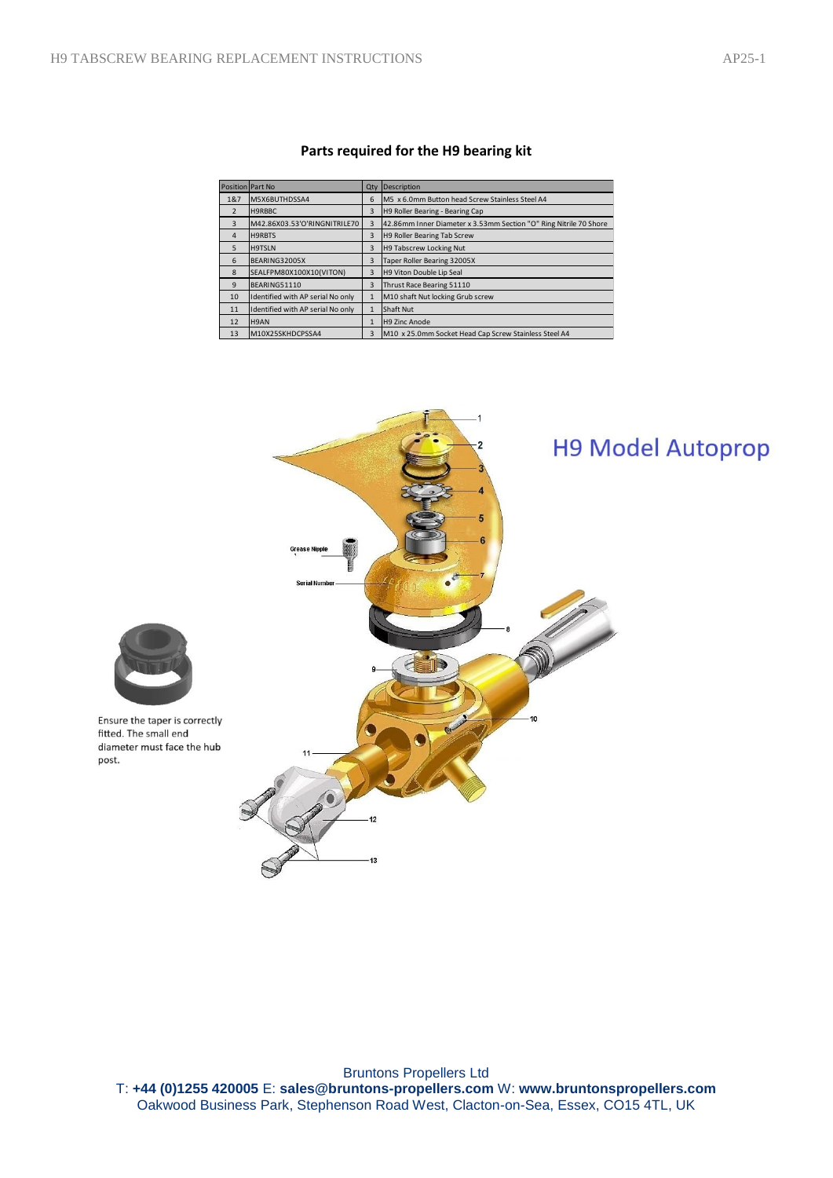## Parts required for the H9 bearing kit

| Position | Part No | Qty | Description |
|---|---|---|---|
| 1&7 | M5X6BUTHDSSA4 | 6 | M5 x 6.0mm Button head Screw Stainless Steel A4 |
| 2 | H9RBBC | 3 | H9 Roller Bearing - Bearing Cap |
| 3 | M42.86X03.53'O'RINGNITRILE70 | 3 | 42.86mm Inner Diameter x 3.53mm Section "O" Ring Nitrile 70 Shore |
| 4 | H9RBTS | 3 | H9 Roller Bearing Tab Screw |
| 5 | H9TSLN | 3 | H9 Tabscrew Locking Nut |
| 6 | BEARING32005X | 3 | Taper Roller Bearing 32005X |
| 8 | SEALFPM80X100X10(VITON) | 3 | H9 Viton Double Lip Seal |
| 9 | BEARING51110 | 3 | Thrust Race Bearing 51110 |
| 10 | Identified with AP serial No only | 1 | M10 shaft Nut locking Grub screw |
| 11 | Identified with AP serial No only | 1 | Shaft Nut |
| 12 | H9AN | 1 | H9 Zinc Anode |
| 13 | M10X25SKHDCPSSA4 | 3 | M10 x 25.0mm Socket Head Cap Screw Stainless Steel A4 |

H9 Model Autoprop

Grease Nipple

Serial Number

1
2
3
4
5
6
7
8
9
10
11
12
13

Ensure the taper is correctly fitted. The small end diameter must face the hub post.

Bruntons Propellers Ltd
T: **+44 (0)1255 420005** E: **sales@bruntons-propellers.com** W: **www.bruntonspropellers.com**
Oakwood Business Park, Stephenson Road West, Clacton-on-Sea, Essex, CO15 4TL, UK